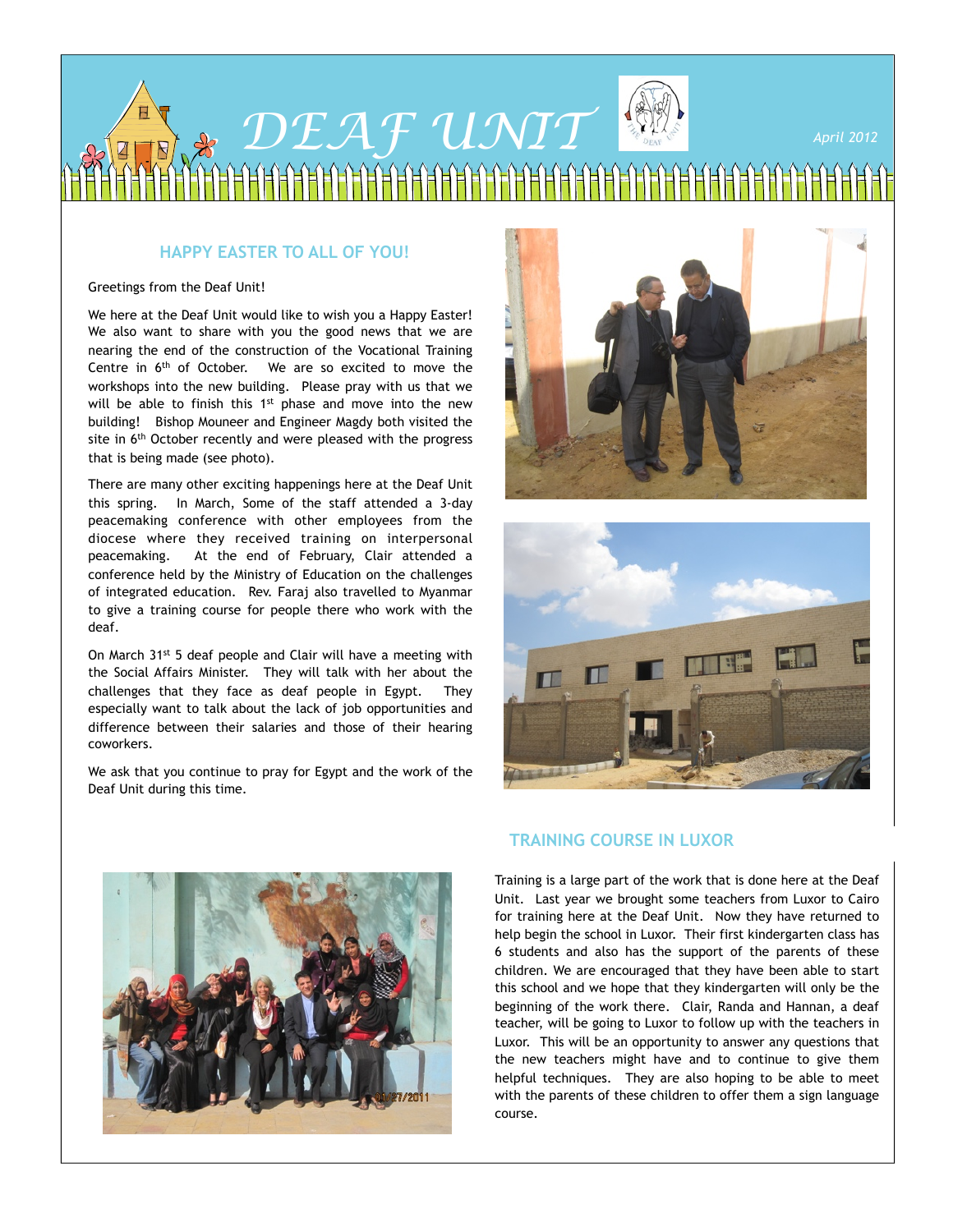# DEAF UNIT

April 2012

## HAPPY EASTER TO ALL OF YOU!

Greetings from the Deaf Unit!

We here at the Deaf Unit would like to wish you a Happy Easter! We also want to share with you the good news that we are nearing the end of the construction of the Vocational Training Centre in 6th of October. We are so excited to move the workshops into the new building. Please pray with us that we will be able to finish this 1st phase and move into the new building! Bishop Mouneer and Engineer Magdy both visited the site in 6th October recently and were pleased with the progress that is being made (see photo).

There are many other exciting happenings here at the Deaf Unit this spring. In March, Some of the staff attended a 3-day peacemaking conference with other employees from the diocese where they received training on interpersonal peacemaking. At the end of February, Clair attended a conference held by the Ministry of Education on the challenges of integrated education. Rev. Faraj also travelled to Myanmar to give a training course for people there who work with the deaf.

On March 31st 5 deaf people and Clair will have a meeting with the Social Affairs Minister. They will talk with her about the challenges that they face as deaf people in Egypt. They especially want to talk about the lack of job opportunities and difference between their salaries and those of their hearing coworkers.

We ask that you continue to pray for Egypt and the work of the Deaf Unit during this time.

## TRAINING COURSE IN LUXOR

Training is a large part of the work that is done here at the Deaf Unit. Last year we brought some teachers from Luxor to Cairo for training here at the Deaf Unit. Now they have returned to help begin the school in Luxor. Their first kindergarten class has 6 students and also has the support of the parents of these children. We are encouraged that they have been able to start this school and we hope that they kindergarten will only be the beginning of the work there. Clair, Randa and Hannan, a deaf teacher, will be going to Luxor to follow up with the teachers in Luxor. This will be an opportunity to answer any questions that the new teachers might have and to continue to give them helpful techniques. They are also hoping to be able to meet with the parents of these children to offer them a sign language course.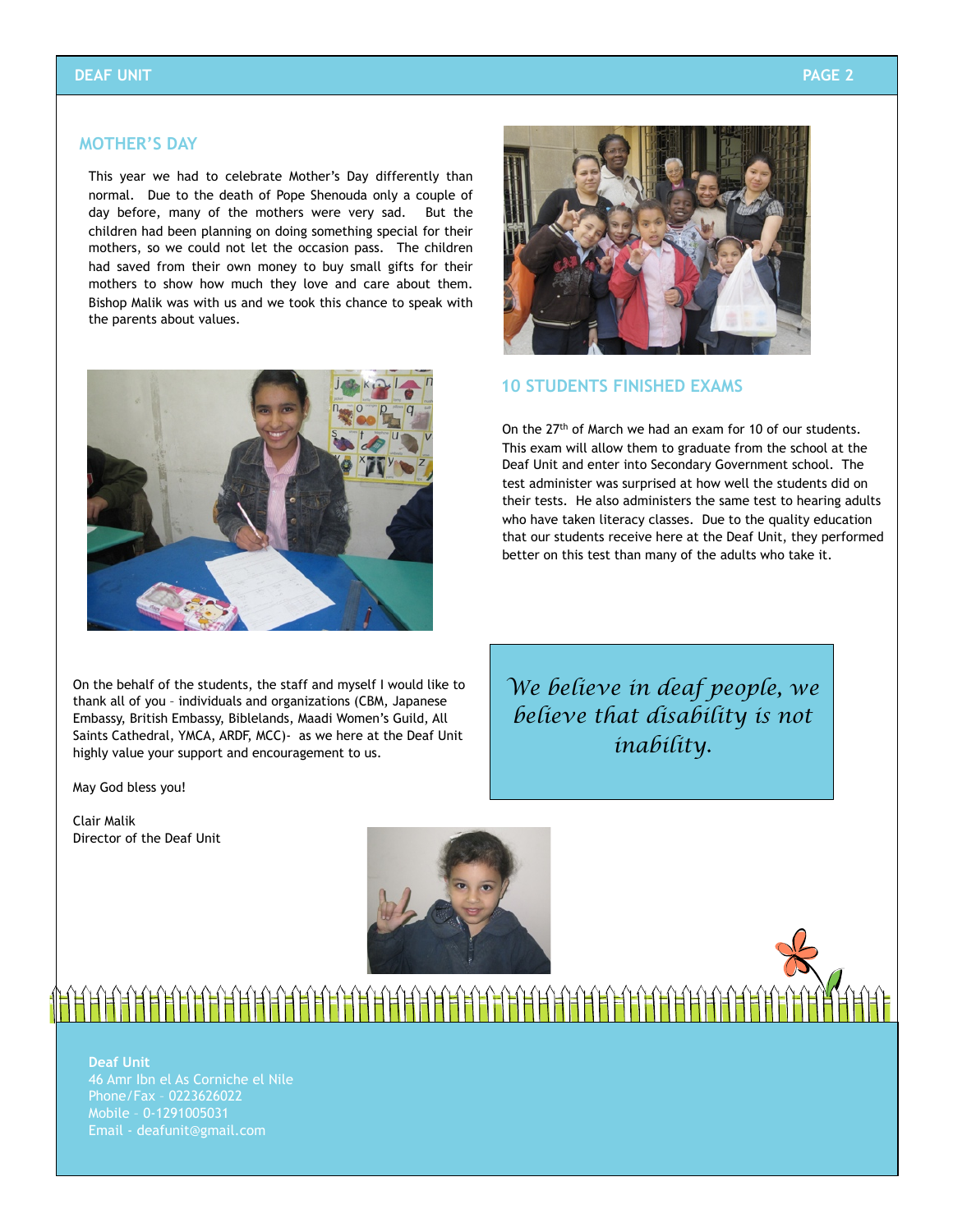## MOTHER'S DAY

This year we had to celebrate Mother's Day differently than normal. Due to the death of Pope Shenouda only a couple of day before, many of the mothers were very sad. But the children had been planning on doing something special for their mothers, so we could not let the occasion pass. The children had saved from their own money to buy small gifts for their mothers to show how much they love and care about them. Bishop Malik was with us and we took this chance to speak with the parents about values.

## 10 STUDENTS FINISHED EXAMS

On the 27th of March we had an exam for 10 of our students. This exam will allow them to graduate from the school at the Deaf Unit and enter into Secondary Government school. The test administer was surprised at how well the students did on their tests. He also administers the same test to hearing adults who have taken literacy classes. Due to the quality education that our students receive here at the Deaf Unit, they performed better on this test than many of the adults who take it.

On the behalf of the students, the staff and myself I would like to thank all of you – individuals and organizations (CBM, Japanese Embassy, British Embassy, Biblelands, Maadi Women's Guild, All Saints Cathedral, YMCA, ARDF, MCC)- as we here at the Deaf Unit highly value your support and encouragement to us.

May God bless you!

Clair Malik
Director of the Deaf Unit

*We believe in deaf people, we believe that disability is not inability.*

**Deaf Unit**
46 Amr Ibn el As Corniche el Nile
Phone/Fax - 0223626022
Mobile - 0-1291005031
Email - deafunit@gmail.com